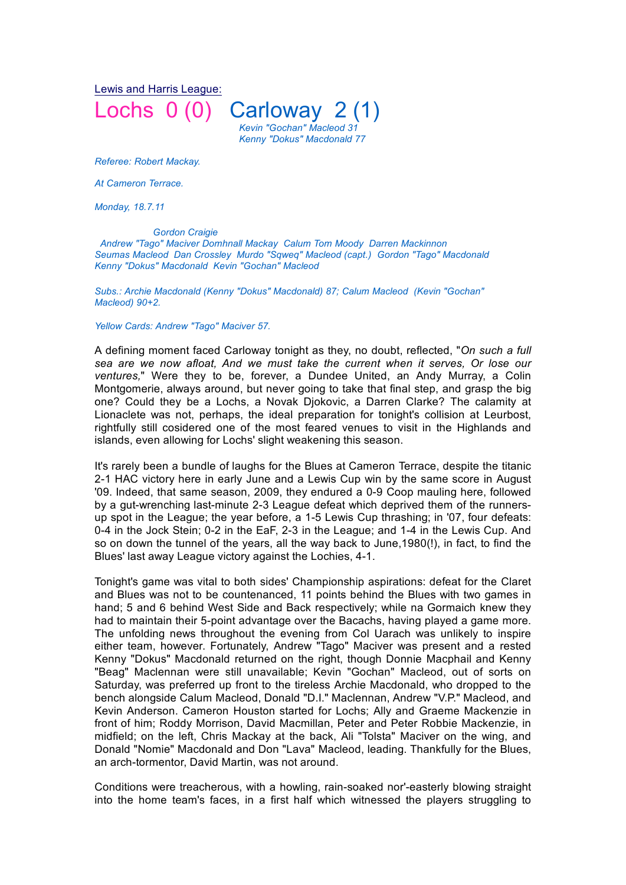Lewis and Harris League:

# Lochs 0 (0) Carloway 2 (1)

*Kevin "Gochan" Macleod 31*
*Kenny "Dokus" Macdonald 77*

*Referee: Robert Mackay.*

*At Cameron Terrace.*

*Monday, 18.7.11*

*Gordon Craigie*
*Andrew "Tago" Maciver Domhnall Mackay Calum Tom Moody Darren Mackinnon*
*Seumas Macleod Dan Crossley Murdo "Sqweq" Macleod (capt.) Gordon "Tago" Macdonald*
*Kenny "Dokus" Macdonald Kevin "Gochan" Macleod*

*Subs.: Archie Macdonald (Kenny "Dokus" Macdonald) 87; Calum Macleod (Kevin "Gochan" Macleod) 90+2.*

*Yellow Cards: Andrew "Tago" Maciver 57.*

A defining moment faced Carloway tonight as they, no doubt, reflected, "*On such a full sea are we now afloat, And we must take the current when it serves, Or lose our ventures,*" Were they to be, forever, a Dundee United, an Andy Murray, a Colin Montgomerie, always around, but never going to take that final step, and grasp the big one? Could they be a Lochs, a Novak Djokovic, a Darren Clarke? The calamity at Lionaclete was not, perhaps, the ideal preparation for tonight's collision at Leurbost, rightfully still cosidered one of the most feared venues to visit in the Highlands and islands, even allowing for Lochs' slight weakening this season.

It's rarely been a bundle of laughs for the Blues at Cameron Terrace, despite the titanic 2-1 HAC victory here in early June and a Lewis Cup win by the same score in August '09. Indeed, that same season, 2009, they endured a 0-9 Coop mauling here, followed by a gut-wrenching last-minute 2-3 League defeat which deprived them of the runners-up spot in the League; the year before, a 1-5 Lewis Cup thrashing; in '07, four defeats: 0-4 in the Jock Stein; 0-2 in the EaF, 2-3 in the League; and 1-4 in the Lewis Cup. And so on down the tunnel of the years, all the way back to June,1980(!), in fact, to find the Blues' last away League victory against the Lochies, 4-1.

Tonight's game was vital to both sides' Championship aspirations: defeat for the Claret and Blues was not to be countenanced, 11 points behind the Blues with two games in hand; 5 and 6 behind West Side and Back respectively; while na Gormaich knew they had to maintain their 5-point advantage over the Bacachs, having played a game more. The unfolding news throughout the evening from Col Uarach was unlikely to inspire either team, however. Fortunately, Andrew "Tago" Maciver was present and a rested Kenny "Dokus" Macdonald returned on the right, though Donnie Macphail and Kenny "Beag" Maclennan were still unavailable; Kevin "Gochan" Macleod, out of sorts on Saturday, was preferred up front to the tireless Archie Macdonald, who dropped to the bench alongside Calum Macleod, Donald "D.I." Maclennan, Andrew "V.P." Macleod, and Kevin Anderson. Cameron Houston started for Lochs; Ally and Graeme Mackenzie in front of him; Roddy Morrison, David Macmillan, Peter and Peter Robbie Mackenzie, in midfield; on the left, Chris Mackay at the back, Ali "Tolsta" Maciver on the wing, and Donald "Nomie" Macdonald and Don "Lava" Macleod, leading. Thankfully for the Blues, an arch-tormentor, David Martin, was not around.

Conditions were treacherous, with a howling, rain-soaked nor'-easterly blowing straight into the home team's faces, in a first half which witnessed the players struggling to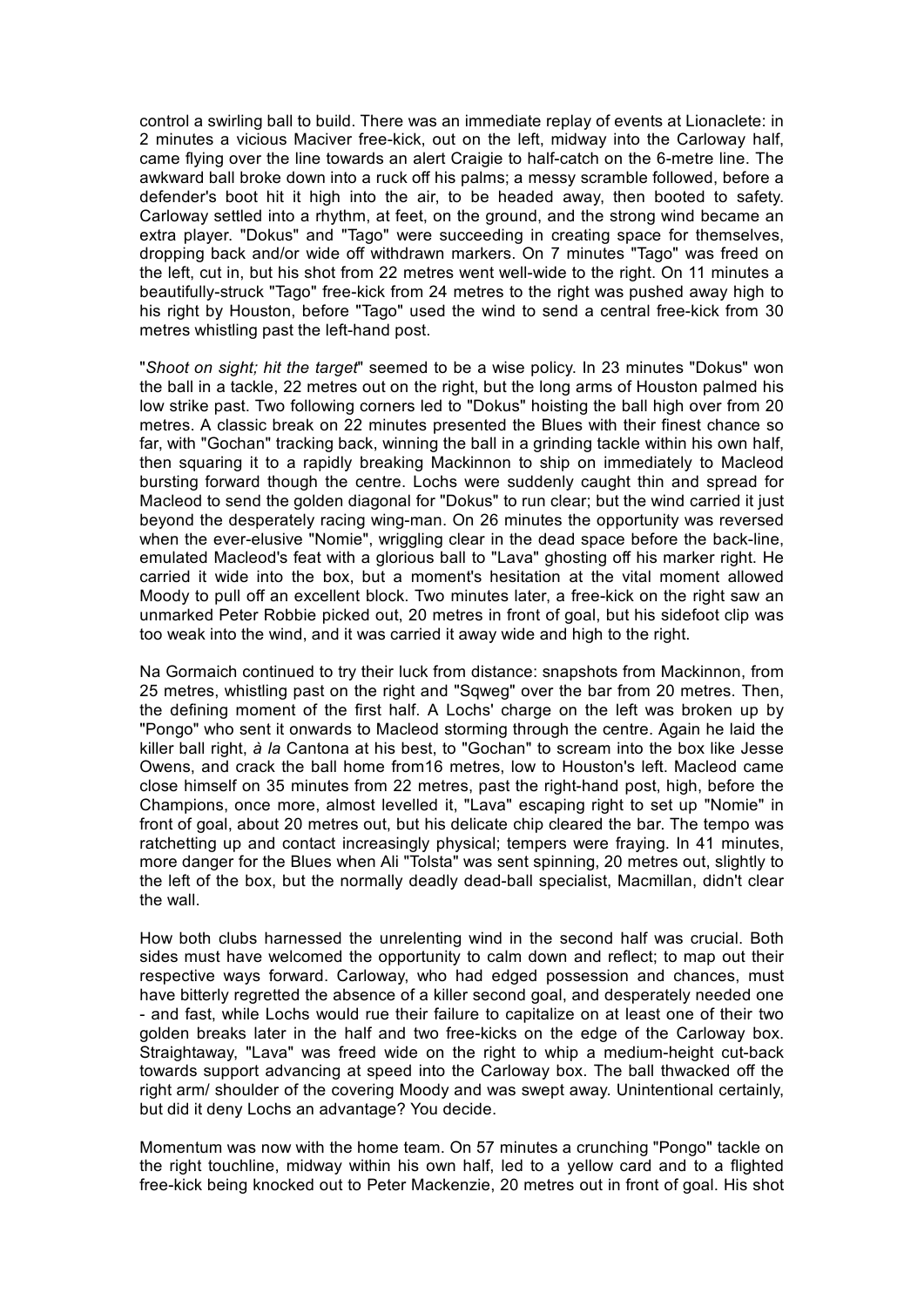control a swirling ball to build. There was an immediate replay of events at Lionaclete: in 2 minutes a vicious Maciver free-kick, out on the left, midway into the Carloway half, came flying over the line towards an alert Craigie to half-catch on the 6-metre line. The awkward ball broke down into a ruck off his palms; a messy scramble followed, before a defender's boot hit it high into the air, to be headed away, then booted to safety. Carloway settled into a rhythm, at feet, on the ground, and the strong wind became an extra player. "Dokus" and "Tago" were succeeding in creating space for themselves, dropping back and/or wide off withdrawn markers. On 7 minutes "Tago" was freed on the left, cut in, but his shot from 22 metres went well-wide to the right. On 11 minutes a beautifully-struck "Tago" free-kick from 24 metres to the right was pushed away high to his right by Houston, before "Tago" used the wind to send a central free-kick from 30 metres whistling past the left-hand post.

"*Shoot on sight; hit the target*" seemed to be a wise policy. In 23 minutes "Dokus" won the ball in a tackle, 22 metres out on the right, but the long arms of Houston palmed his low strike past. Two following corners led to "Dokus" hoisting the ball high over from 20 metres. A classic break on 22 minutes presented the Blues with their finest chance so far, with "Gochan" tracking back, winning the ball in a grinding tackle within his own half, then squaring it to a rapidly breaking Mackinnon to ship on immediately to Macleod bursting forward though the centre. Lochs were suddenly caught thin and spread for Macleod to send the golden diagonal for "Dokus" to run clear; but the wind carried it just beyond the desperately racing wing-man. On 26 minutes the opportunity was reversed when the ever-elusive "Nomie", wriggling clear in the dead space before the back-line, emulated Macleod's feat with a glorious ball to "Lava" ghosting off his marker right. He carried it wide into the box, but a moment's hesitation at the vital moment allowed Moody to pull off an excellent block. Two minutes later, a free-kick on the right saw an unmarked Peter Robbie picked out, 20 metres in front of goal, but his sidefoot clip was too weak into the wind, and it was carried it away wide and high to the right.

Na Gormaich continued to try their luck from distance: snapshots from Mackinnon, from 25 metres, whistling past on the right and "Sqweg" over the bar from 20 metres. Then, the defining moment of the first half. A Lochs' charge on the left was broken up by "Pongo" who sent it onwards to Macleod storming through the centre. Again he laid the killer ball right, *à la* Cantona at his best, to "Gochan" to scream into the box like Jesse Owens, and crack the ball home from16 metres, low to Houston's left. Macleod came close himself on 35 minutes from 22 metres, past the right-hand post, high, before the Champions, once more, almost levelled it, "Lava" escaping right to set up "Nomie" in front of goal, about 20 metres out, but his delicate chip cleared the bar. The tempo was ratchetting up and contact increasingly physical; tempers were fraying. In 41 minutes, more danger for the Blues when Ali "Tolsta" was sent spinning, 20 metres out, slightly to the left of the box, but the normally deadly dead-ball specialist, Macmillan, didn't clear the wall.

How both clubs harnessed the unrelenting wind in the second half was crucial. Both sides must have welcomed the opportunity to calm down and reflect; to map out their respective ways forward. Carloway, who had edged possession and chances, must have bitterly regretted the absence of a killer second goal, and desperately needed one - and fast, while Lochs would rue their failure to capitalize on at least one of their two golden breaks later in the half and two free-kicks on the edge of the Carloway box. Straightaway, "Lava" was freed wide on the right to whip a medium-height cut-back towards support advancing at speed into the Carloway box. The ball thwacked off the right arm/ shoulder of the covering Moody and was swept away. Unintentional certainly, but did it deny Lochs an advantage? You decide.

Momentum was now with the home team. On 57 minutes a crunching "Pongo" tackle on the right touchline, midway within his own half, led to a yellow card and to a flighted free-kick being knocked out to Peter Mackenzie, 20 metres out in front of goal. His shot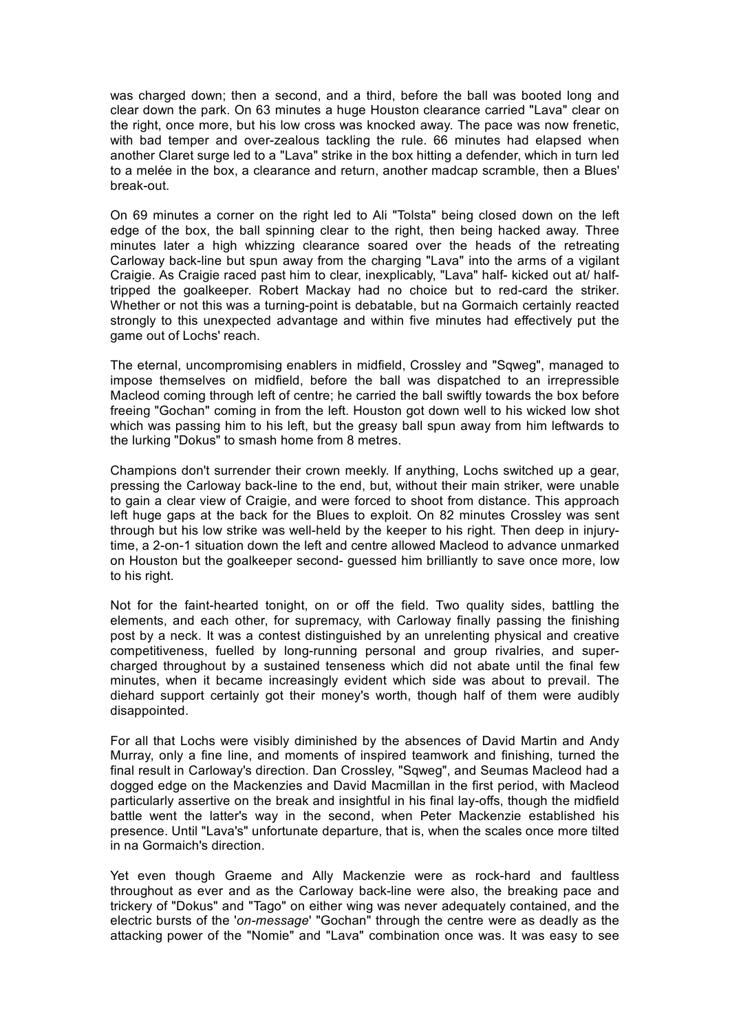was charged down; then a second, and a third, before the ball was booted long and clear down the park. On 63 minutes a huge Houston clearance carried "Lava" clear on the right, once more, but his low cross was knocked away. The pace was now frenetic, with bad temper and over-zealous tackling the rule. 66 minutes had elapsed when another Claret surge led to a "Lava" strike in the box hitting a defender, which in turn led to a melée in the box, a clearance and return, another madcap scramble, then a Blues' break-out.

On 69 minutes a corner on the right led to Ali "Tolsta" being closed down on the left edge of the box, the ball spinning clear to the right, then being hacked away. Three minutes later a high whizzing clearance soared over the heads of the retreating Carloway back-line but spun away from the charging "Lava" into the arms of a vigilant Craigie. As Craigie raced past him to clear, inexplicably, "Lava" half- kicked out at/ half-tripped the goalkeeper. Robert Mackay had no choice but to red-card the striker. Whether or not this was a turning-point is debatable, but na Gormaich certainly reacted strongly to this unexpected advantage and within five minutes had effectively put the game out of Lochs' reach.

The eternal, uncompromising enablers in midfield, Crossley and "Sqweg", managed to impose themselves on midfield, before the ball was dispatched to an irrepressible Macleod coming through left of centre; he carried the ball swiftly towards the box before freeing "Gochan" coming in from the left. Houston got down well to his wicked low shot which was passing him to his left, but the greasy ball spun away from him leftwards to the lurking "Dokus" to smash home from 8 metres.

Champions don't surrender their crown meekly. If anything, Lochs switched up a gear, pressing the Carloway back-line to the end, but, without their main striker, were unable to gain a clear view of Craigie, and were forced to shoot from distance. This approach left huge gaps at the back for the Blues to exploit. On 82 minutes Crossley was sent through but his low strike was well-held by the keeper to his right. Then deep in injury-time, a 2-on-1 situation down the left and centre allowed Macleod to advance unmarked on Houston but the goalkeeper second- guessed him brilliantly to save once more, low to his right.

Not for the faint-hearted tonight, on or off the field. Two quality sides, battling the elements, and each other, for supremacy, with Carloway finally passing the finishing post by a neck. It was a contest distinguished by an unrelenting physical and creative competitiveness, fuelled by long-running personal and group rivalries, and super-charged throughout by a sustained tenseness which did not abate until the final few minutes, when it became increasingly evident which side was about to prevail. The diehard support certainly got their money's worth, though half of them were audibly disappointed.

For all that Lochs were visibly diminished by the absences of David Martin and Andy Murray, only a fine line, and moments of inspired teamwork and finishing, turned the final result in Carloway's direction. Dan Crossley, "Sqweg", and Seumas Macleod had a dogged edge on the Mackenzies and David Macmillan in the first period, with Macleod particularly assertive on the break and insightful in his final lay-offs, though the midfield battle went the latter's way in the second, when Peter Mackenzie established his presence. Until "Lava's" unfortunate departure, that is, when the scales once more tilted in na Gormaich's direction.

Yet even though Graeme and Ally Mackenzie were as rock-hard and faultless throughout as ever and as the Carloway back-line were also, the breaking pace and trickery of "Dokus" and "Tago" on either wing was never adequately contained, and the electric bursts of the '*on-message*' "Gochan" through the centre were as deadly as the attacking power of the "Nomie" and "Lava" combination once was. It was easy to see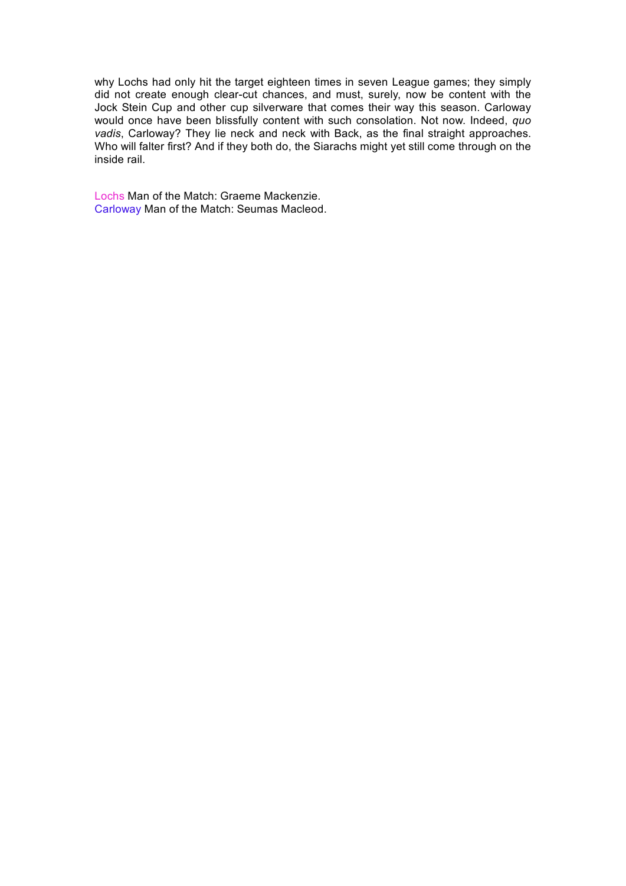why Lochs had only hit the target eighteen times in seven League games; they simply did not create enough clear-cut chances, and must, surely, now be content with the Jock Stein Cup and other cup silverware that comes their way this season. Carloway would once have been blissfully content with such consolation. Not now. Indeed, *quo vadis*, Carloway? They lie neck and neck with Back, as the final straight approaches. Who will falter first? And if they both do, the Siarachs might yet still come through on the inside rail.

Lochs Man of the Match: Graeme Mackenzie.
Carloway Man of the Match: Seumas Macleod.